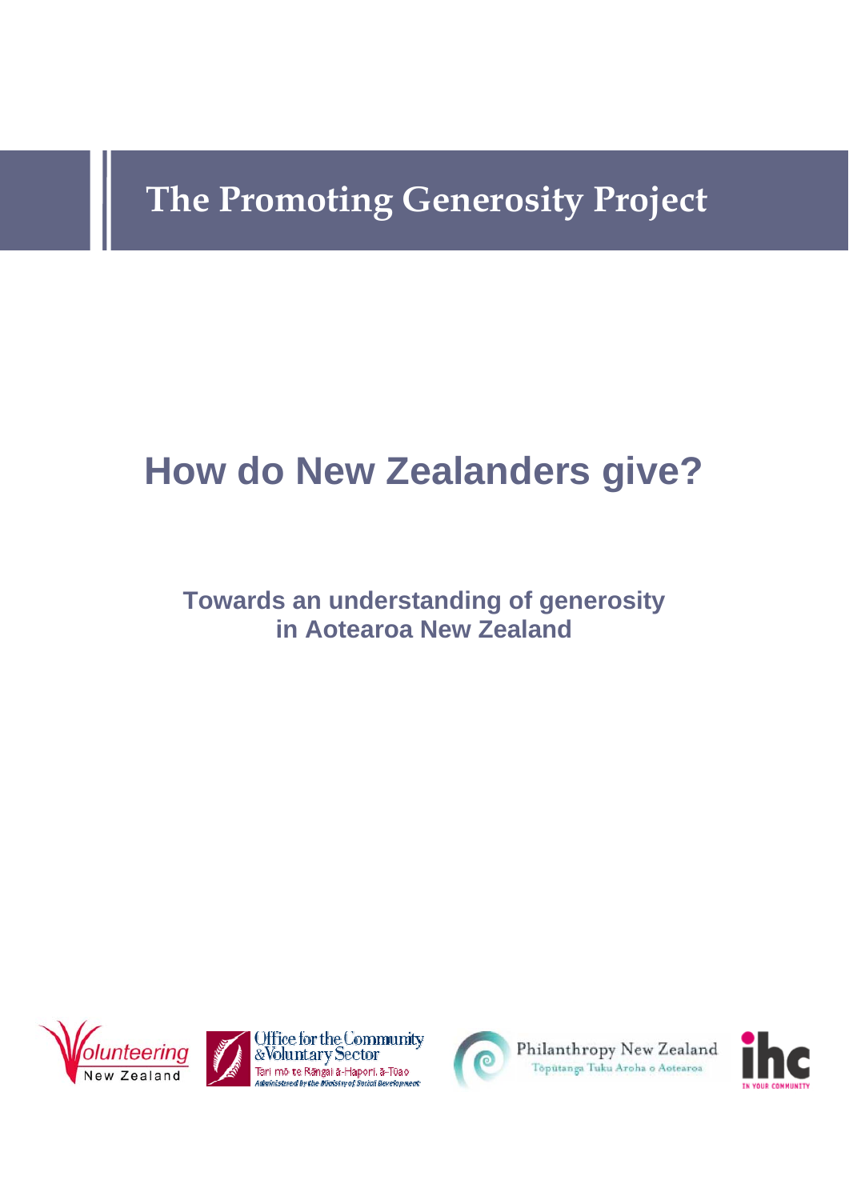# The Promoting Generosity Project

## How do New Zealanders give?

### Towards an understanding of generosity in Aotearoa New Zealand

Volunteering New Zealand

Office for the Community & Voluntary Sector
Tari mō te Rāngai ā-Hapori, ā-Tūao
Administered by the Ministry of Social Development

Philanthropy New Zealand
Tōpūtanga Tuku Aroha o Aotearoa

ihc
IN YOUR COMMUNITY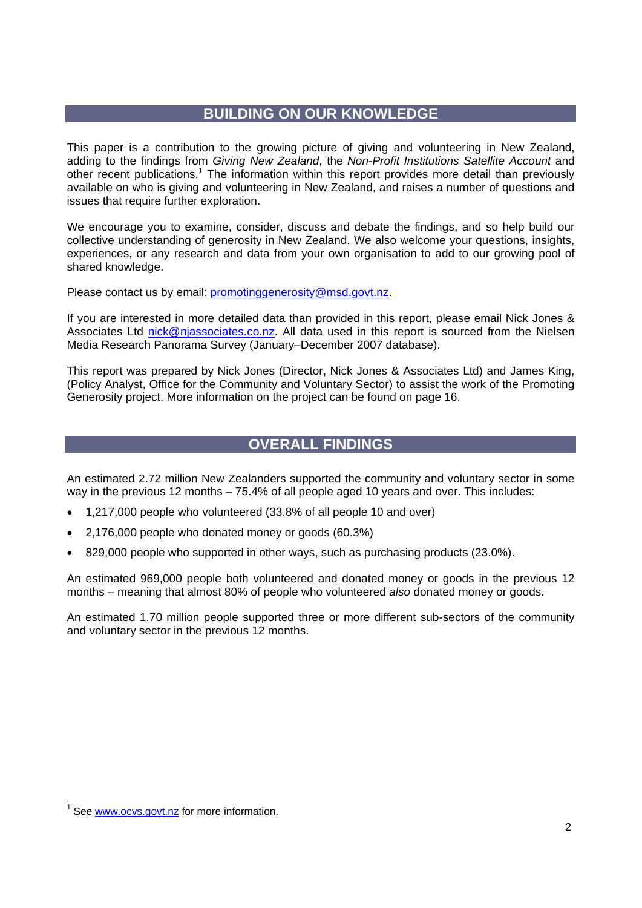## BUILDING ON OUR KNOWLEDGE

This paper is a contribution to the growing picture of giving and volunteering in New Zealand, adding to the findings from *Giving New Zealand*, the *Non-Profit Institutions Satellite Account* and other recent publications.[1] The information within this report provides more detail than previously available on who is giving and volunteering in New Zealand, and raises a number of questions and issues that require further exploration.

We encourage you to examine, consider, discuss and debate the findings, and so help build our collective understanding of generosity in New Zealand. We also welcome your questions, insights, experiences, or any research and data from your own organisation to add to our growing pool of shared knowledge.

Please contact us by email: promotinggenerosity@msd.govt.nz.

If you are interested in more detailed data than provided in this report, please email Nick Jones & Associates Ltd nick@njassociates.co.nz. All data used in this report is sourced from the Nielsen Media Research Panorama Survey (January–December 2007 database).

This report was prepared by Nick Jones (Director, Nick Jones & Associates Ltd) and James King, (Policy Analyst, Office for the Community and Voluntary Sector) to assist the work of the Promoting Generosity project. More information on the project can be found on page 16.

## OVERALL FINDINGS

An estimated 2.72 million New Zealanders supported the community and voluntary sector in some way in the previous 12 months – 75.4% of all people aged 10 years and over. This includes:

- 1,217,000 people who volunteered (33.8% of all people 10 and over)
- 2,176,000 people who donated money or goods (60.3%)
- 829,000 people who supported in other ways, such as purchasing products (23.0%).

An estimated 969,000 people both volunteered and donated money or goods in the previous 12 months – meaning that almost 80% of people who volunteered *also* donated money or goods.

An estimated 1.70 million people supported three or more different sub-sectors of the community and voluntary sector in the previous 12 months.

[1] See www.ocvs.govt.nz for more information.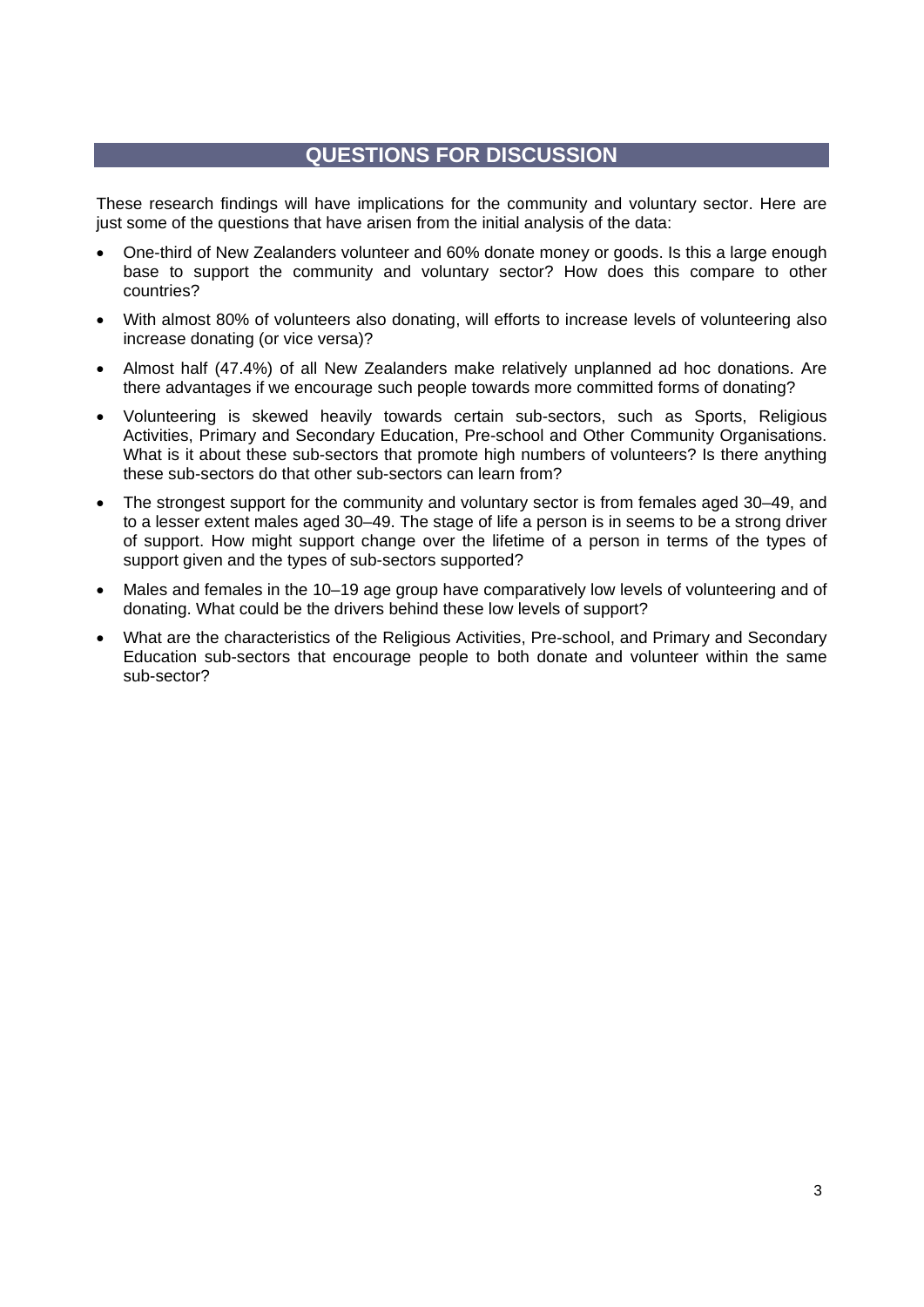## QUESTIONS FOR DISCUSSION

These research findings will have implications for the community and voluntary sector. Here are just some of the questions that have arisen from the initial analysis of the data:

- One-third of New Zealanders volunteer and 60% donate money or goods. Is this a large enough base to support the community and voluntary sector? How does this compare to other countries?
- With almost 80% of volunteers also donating, will efforts to increase levels of volunteering also increase donating (or vice versa)?
- Almost half (47.4%) of all New Zealanders make relatively unplanned ad hoc donations. Are there advantages if we encourage such people towards more committed forms of donating?
- Volunteering is skewed heavily towards certain sub-sectors, such as Sports, Religious Activities, Primary and Secondary Education, Pre-school and Other Community Organisations. What is it about these sub-sectors that promote high numbers of volunteers? Is there anything these sub-sectors do that other sub-sectors can learn from?
- The strongest support for the community and voluntary sector is from females aged 30–49, and to a lesser extent males aged 30–49. The stage of life a person is in seems to be a strong driver of support. How might support change over the lifetime of a person in terms of the types of support given and the types of sub-sectors supported?
- Males and females in the 10–19 age group have comparatively low levels of volunteering and of donating. What could be the drivers behind these low levels of support?
- What are the characteristics of the Religious Activities, Pre-school, and Primary and Secondary Education sub-sectors that encourage people to both donate and volunteer within the same sub-sector?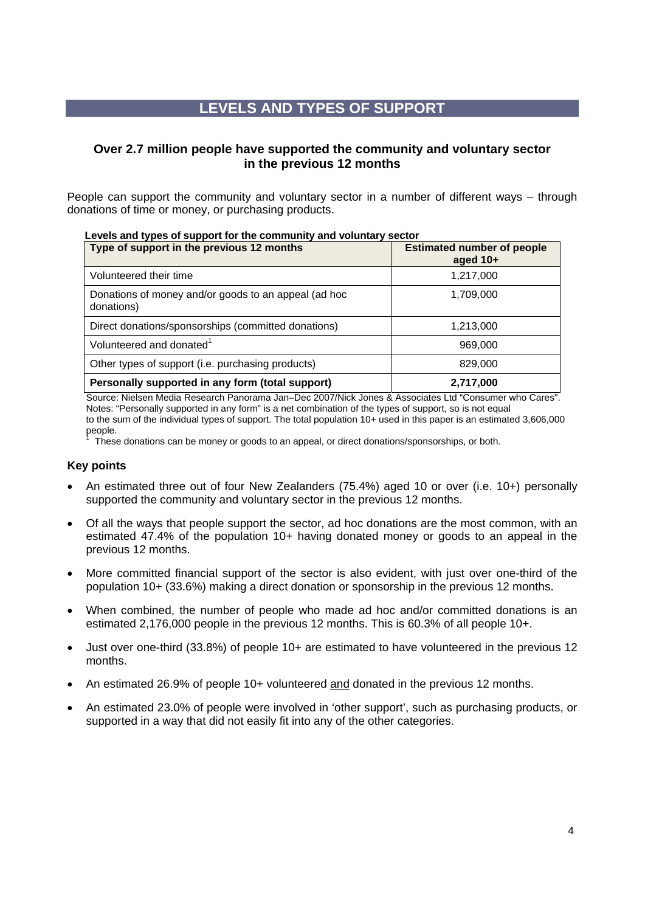# LEVELS AND TYPES OF SUPPORT

### Over 2.7 million people have supported the community and voluntary sector in the previous 12 months

People can support the community and voluntary sector in a number of different ways – through donations of time or money, or purchasing products.

**Levels and types of support for the community and voluntary sector**

| Type of support in the previous 12 months | Estimated number of people aged 10+ |
|---|---|
| Volunteered their time | 1,217,000 |
| Donations of money and/or goods to an appeal (ad hoc donations) | 1,709,000 |
| Direct donations/sponsorships (committed donations) | 1,213,000 |
| Volunteered and donated[1] | 969,000 |
| Other types of support (i.e. purchasing products) | 829,000 |
| **Personally supported in any form (total support)** | **2,717,000** |

Source: Nielsen Media Research Panorama Jan–Dec 2007/Nick Jones & Associates Ltd "Consumer who Cares".
Notes: "Personally supported in any form" is a net combination of the types of support, so is not equal to the sum of the individual types of support. The total population 10+ used in this paper is an estimated 3,606,000 people.
[1] These donations can be money or goods to an appeal, or direct donations/sponsorships, or both.

**Key points**

- An estimated three out of four New Zealanders (75.4%) aged 10 or over (i.e. 10+) personally supported the community and voluntary sector in the previous 12 months.
- Of all the ways that people support the sector, ad hoc donations are the most common, with an estimated 47.4% of the population 10+ having donated money or goods to an appeal in the previous 12 months.
- More committed financial support of the sector is also evident, with just over one-third of the population 10+ (33.6%) making a direct donation or sponsorship in the previous 12 months.
- When combined, the number of people who made ad hoc and/or committed donations is an estimated 2,176,000 people in the previous 12 months. This is 60.3% of all people 10+.
- Just over one-third (33.8%) of people 10+ are estimated to have volunteered in the previous 12 months.
- An estimated 26.9% of people 10+ volunteered and donated in the previous 12 months.
- An estimated 23.0% of people were involved in 'other support', such as purchasing products, or supported in a way that did not easily fit into any of the other categories.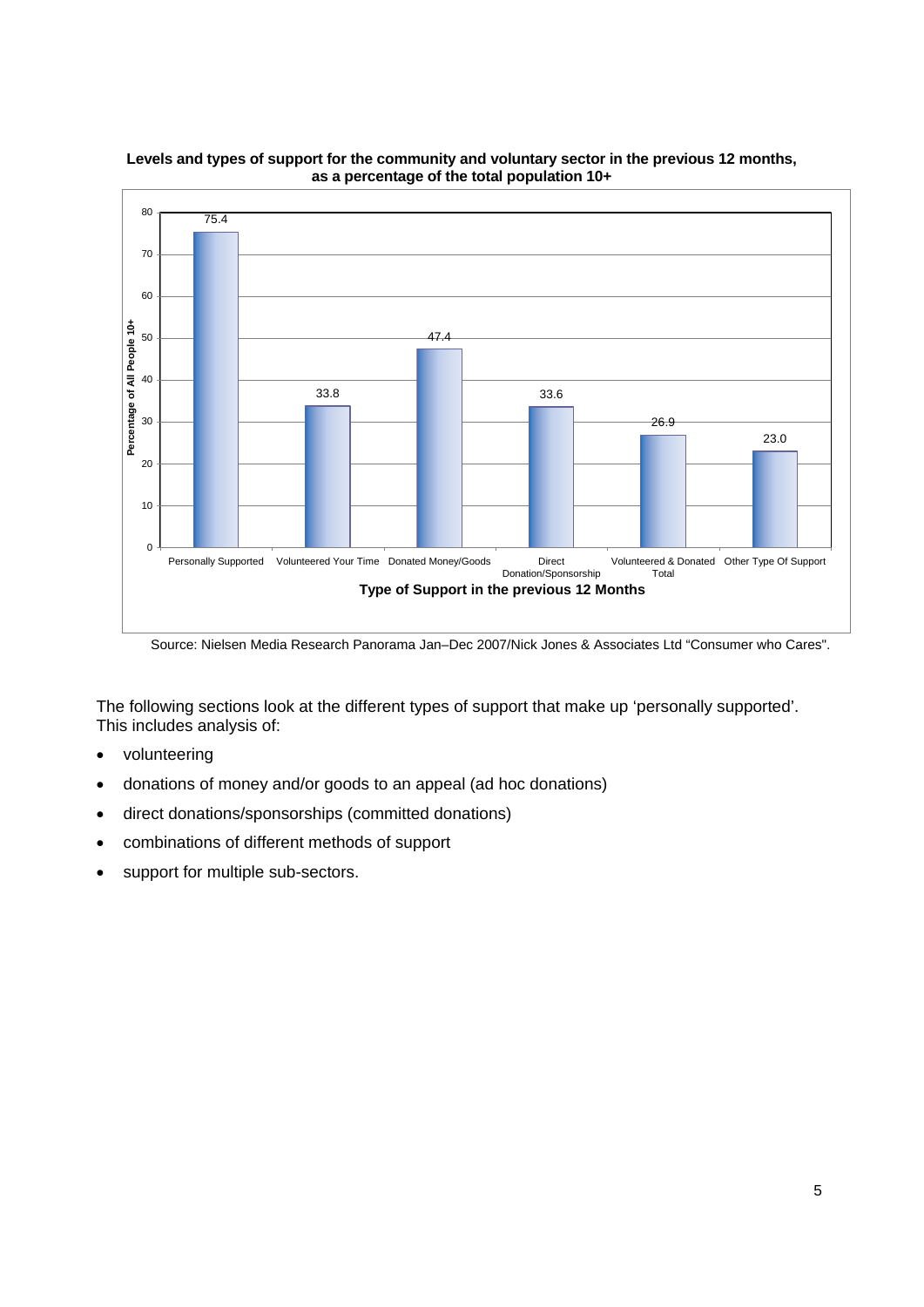**Levels and types of support for the community and voluntary sector in the previous 12 months, as a percentage of the total population 10+**

| Type of Support in the previous 12 Months | Percentage of All People 10+ |
| --- | --- |
| Personally Supported | 75.4 |
| Volunteered Your Time | 33.8 |
| Donated Money/Goods | 47.4 |
| Direct Donation/Sponsorship | 33.6 |
| Volunteered & Donated Total | 26.9 |
| Other Type Of Support | 23.0 |

Source: Nielsen Media Research Panorama Jan–Dec 2007/Nick Jones & Associates Ltd "Consumer who Cares".

The following sections look at the different types of support that make up 'personally supported'. This includes analysis of:

- volunteering
- donations of money and/or goods to an appeal (ad hoc donations)
- direct donations/sponsorships (committed donations)
- combinations of different methods of support
- support for multiple sub-sectors.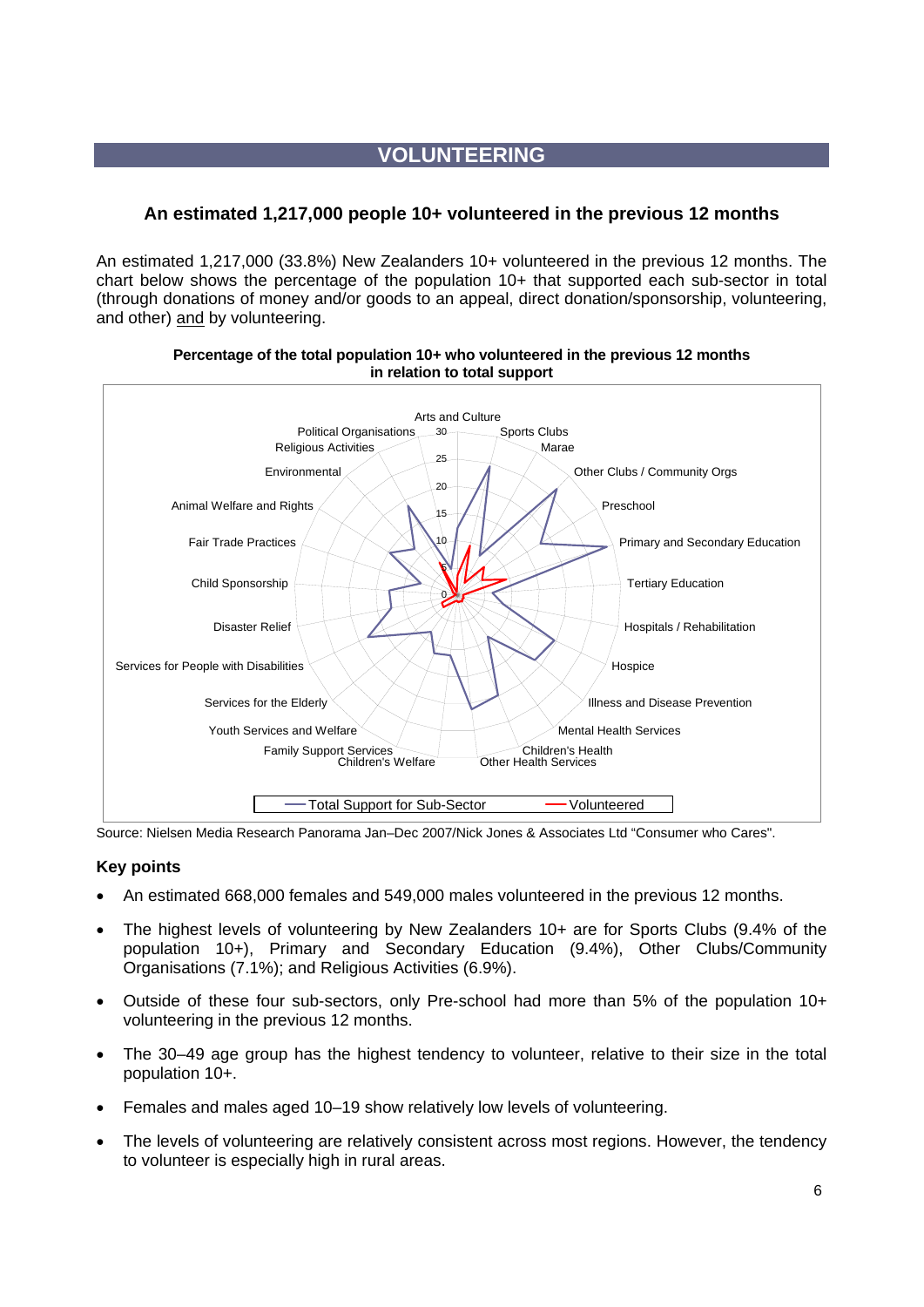# VOLUNTEERING

### An estimated 1,217,000 people 10+ volunteered in the previous 12 months

An estimated 1,217,000 (33.8%) New Zealanders 10+ volunteered in the previous 12 months. The chart below shows the percentage of the population 10+ that supported each sub-sector in total (through donations of money and/or goods to an appeal, direct donation/sponsorship, volunteering, and other) and by volunteering.

**Percentage of the total population 10+ who volunteered in the previous 12 months in relation to total support**

Arts and Culture, Sports Clubs, Marae, Other Clubs / Community Orgs, Preschool, Primary and Secondary Education, Tertiary Education, Hospitals / Rehabilitation, Hospice, Illness and Disease Prevention, Mental Health Services, Children's Health, Other Health Services, Children's Welfare, Family Support Services, Youth Services and Welfare, Services for the Elderly, Services for People with Disabilities, Disaster Relief, Child Sponsorship, Fair Trade Practices, Animal Welfare and Rights, Environmental, Religious Activities, Political Organisations

Total Support for Sub-Sector — Volunteered

Source: Nielsen Media Research Panorama Jan–Dec 2007/Nick Jones & Associates Ltd "Consumer who Cares".

**Key points**

- An estimated 668,000 females and 549,000 males volunteered in the previous 12 months.
- The highest levels of volunteering by New Zealanders 10+ are for Sports Clubs (9.4% of the population 10+), Primary and Secondary Education (9.4%), Other Clubs/Community Organisations (7.1%); and Religious Activities (6.9%).
- Outside of these four sub-sectors, only Pre-school had more than 5% of the population 10+ volunteering in the previous 12 months.
- The 30–49 age group has the highest tendency to volunteer, relative to their size in the total population 10+.
- Females and males aged 10–19 show relatively low levels of volunteering.
- The levels of volunteering are relatively consistent across most regions. However, the tendency to volunteer is especially high in rural areas.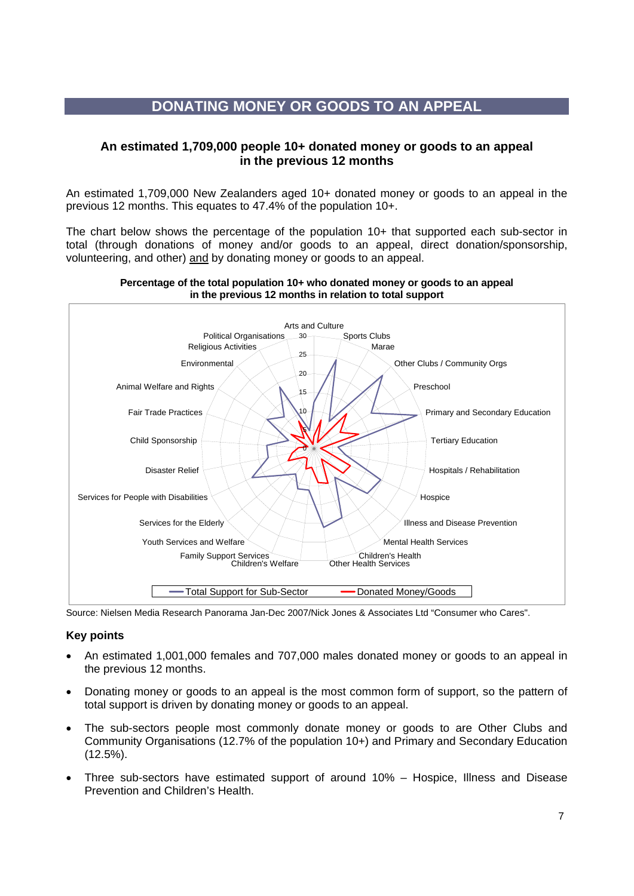## DONATING MONEY OR GOODS TO AN APPEAL

### An estimated 1,709,000 people 10+ donated money or goods to an appeal in the previous 12 months

An estimated 1,709,000 New Zealanders aged 10+ donated money or goods to an appeal in the previous 12 months. This equates to 47.4% of the population 10+.

The chart below shows the percentage of the population 10+ that supported each sub-sector in total (through donations of money and/or goods to an appeal, direct donation/sponsorship, volunteering, and other) and by donating money or goods to an appeal.

**Percentage of the total population 10+ who donated money or goods to an appeal in the previous 12 months in relation to total support**

Source: Nielsen Media Research Panorama Jan-Dec 2007/Nick Jones & Associates Ltd "Consumer who Cares".

### Key points

- An estimated 1,001,000 females and 707,000 males donated money or goods to an appeal in the previous 12 months.
- Donating money or goods to an appeal is the most common form of support, so the pattern of total support is driven by donating money or goods to an appeal.
- The sub-sectors people most commonly donate money or goods to are Other Clubs and Community Organisations (12.7% of the population 10+) and Primary and Secondary Education (12.5%).
- Three sub-sectors have estimated support of around 10% – Hospice, Illness and Disease Prevention and Children's Health.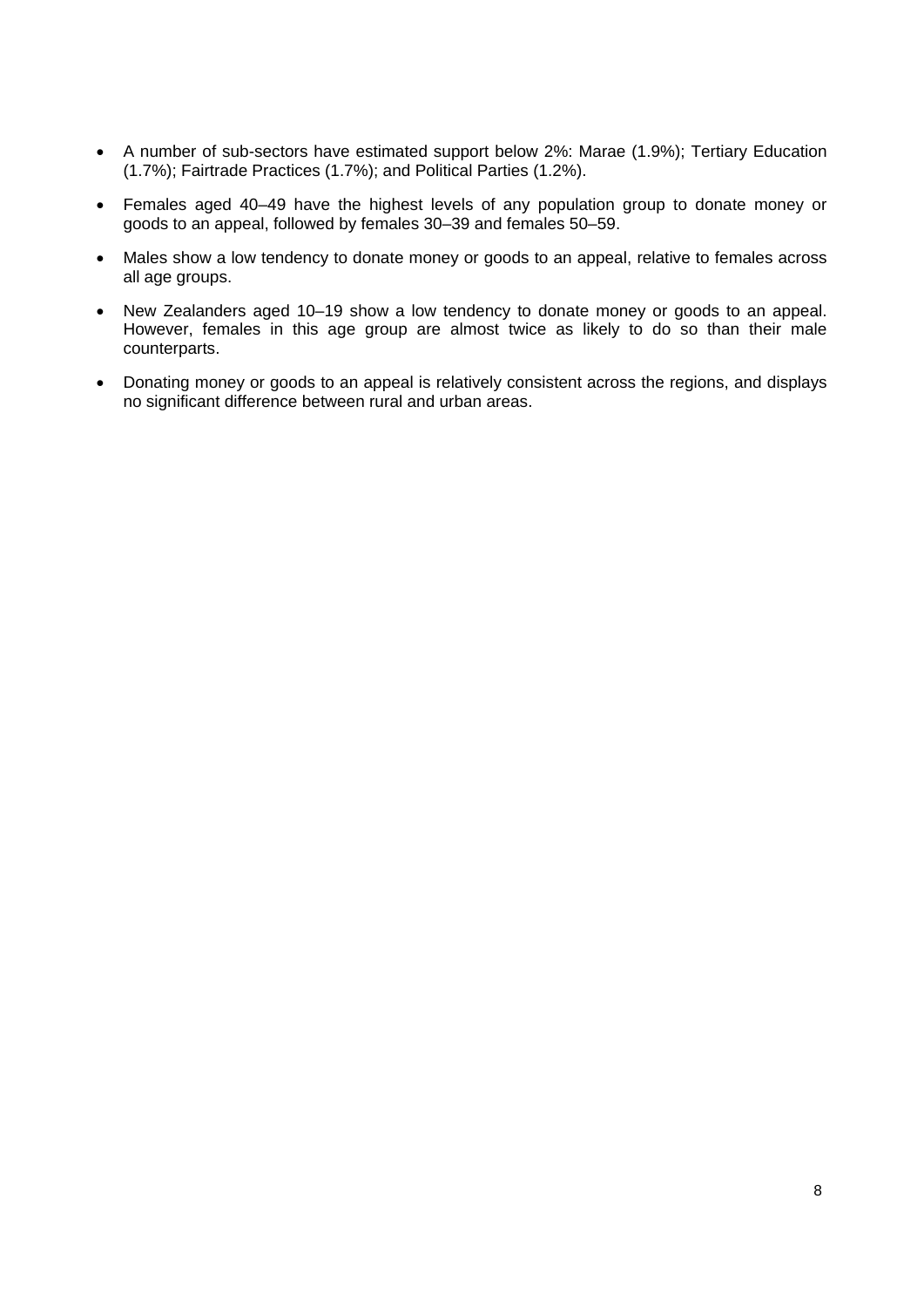- A number of sub-sectors have estimated support below 2%: Marae (1.9%); Tertiary Education (1.7%); Fairtrade Practices (1.7%); and Political Parties (1.2%).
- Females aged 40–49 have the highest levels of any population group to donate money or goods to an appeal, followed by females 30–39 and females 50–59.
- Males show a low tendency to donate money or goods to an appeal, relative to females across all age groups.
- New Zealanders aged 10–19 show a low tendency to donate money or goods to an appeal. However, females in this age group are almost twice as likely to do so than their male counterparts.
- Donating money or goods to an appeal is relatively consistent across the regions, and displays no significant difference between rural and urban areas.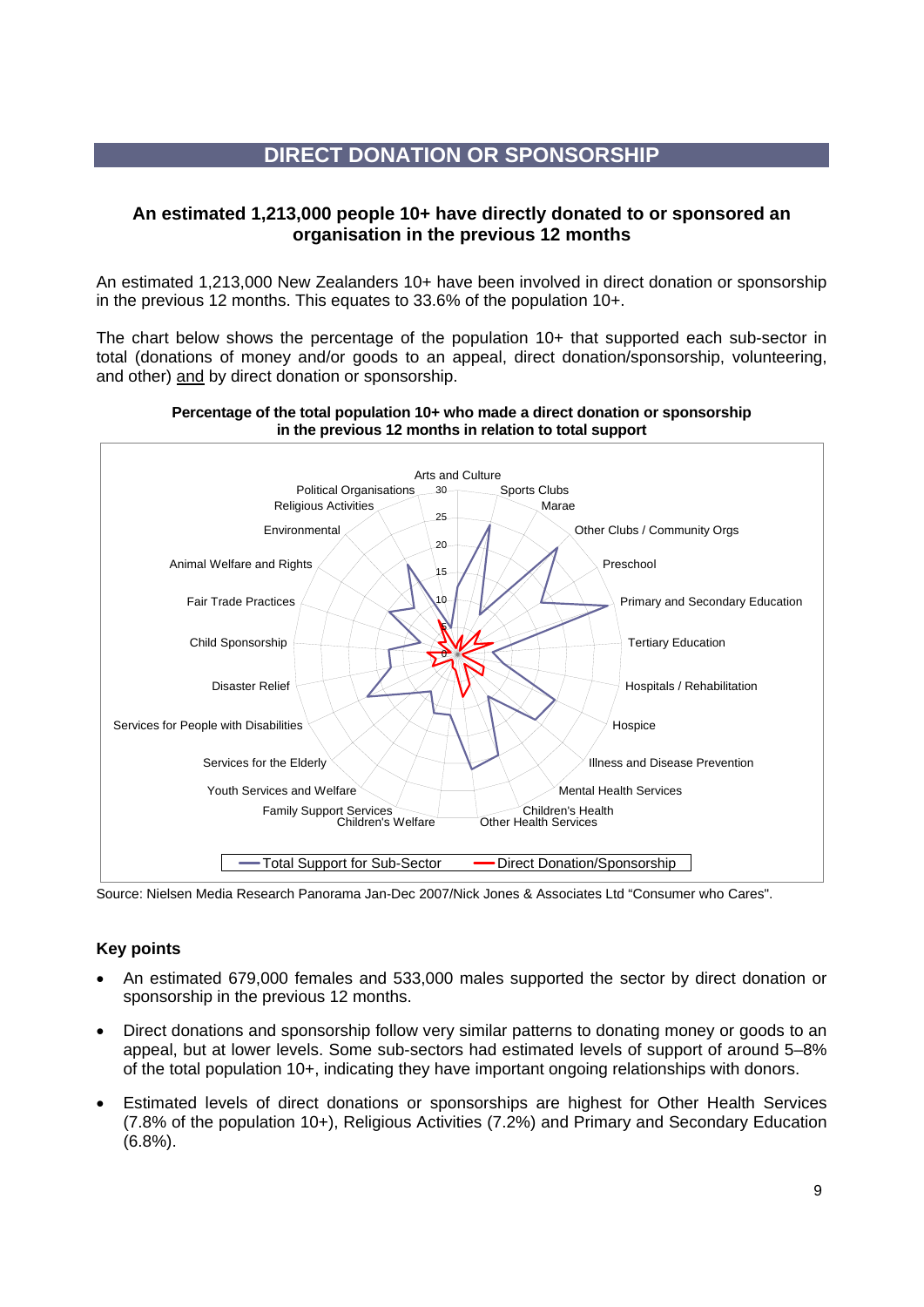## DIRECT DONATION OR SPONSORSHIP

### An estimated 1,213,000 people 10+ have directly donated to or sponsored an organisation in the previous 12 months

An estimated 1,213,000 New Zealanders 10+ have been involved in direct donation or sponsorship in the previous 12 months. This equates to 33.6% of the population 10+.

The chart below shows the percentage of the population 10+ that supported each sub-sector in total (donations of money and/or goods to an appeal, direct donation/sponsorship, volunteering, and other) and by direct donation or sponsorship.

**Percentage of the total population 10+ who made a direct donation or sponsorship in the previous 12 months in relation to total support**

Source: Nielsen Media Research Panorama Jan-Dec 2007/Nick Jones & Associates Ltd "Consumer who Cares".

### Key points

- An estimated 679,000 females and 533,000 males supported the sector by direct donation or sponsorship in the previous 12 months.
- Direct donations and sponsorship follow very similar patterns to donating money or goods to an appeal, but at lower levels. Some sub-sectors had estimated levels of support of around 5–8% of the total population 10+, indicating they have important ongoing relationships with donors.
- Estimated levels of direct donations or sponsorships are highest for Other Health Services (7.8% of the population 10+), Religious Activities (7.2%) and Primary and Secondary Education (6.8%).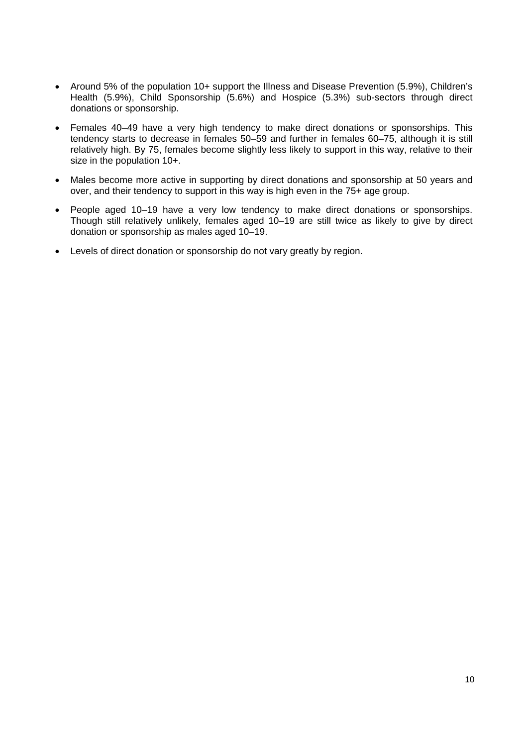- Around 5% of the population 10+ support the Illness and Disease Prevention (5.9%), Children's Health (5.9%), Child Sponsorship (5.6%) and Hospice (5.3%) sub-sectors through direct donations or sponsorship.

- Females 40–49 have a very high tendency to make direct donations or sponsorships. This tendency starts to decrease in females 50–59 and further in females 60–75, although it is still relatively high. By 75, females become slightly less likely to support in this way, relative to their size in the population 10+.

- Males become more active in supporting by direct donations and sponsorship at 50 years and over, and their tendency to support in this way is high even in the 75+ age group.

- People aged 10–19 have a very low tendency to make direct donations or sponsorships. Though still relatively unlikely, females aged 10–19 are still twice as likely to give by direct donation or sponsorship as males aged 10–19.

- Levels of direct donation or sponsorship do not vary greatly by region.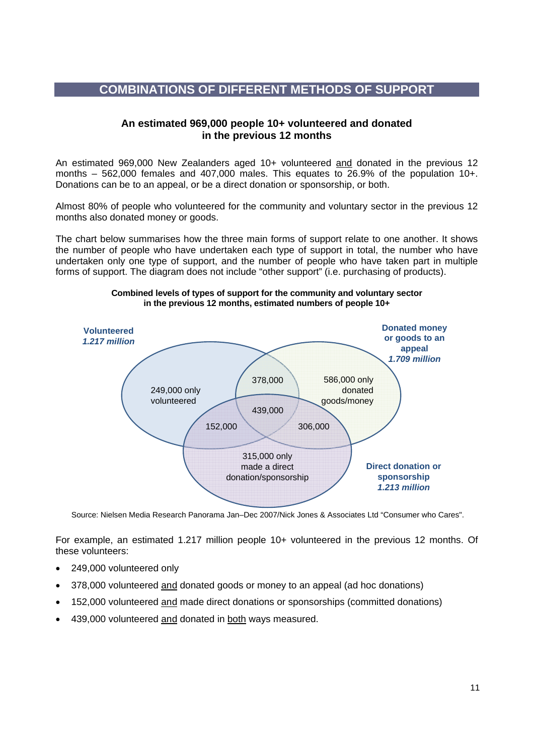## COMBINATIONS OF DIFFERENT METHODS OF SUPPORT

### An estimated 969,000 people 10+ volunteered and donated in the previous 12 months

An estimated 969,000 New Zealanders aged 10+ volunteered and donated in the previous 12 months – 562,000 females and 407,000 males. This equates to 26.9% of the population 10+. Donations can be to an appeal, or be a direct donation or sponsorship, or both.

Almost 80% of people who volunteered for the community and voluntary sector in the previous 12 months also donated money or goods.

The chart below summarises how the three main forms of support relate to one another. It shows the number of people who have undertaken each type of support in total, the number who have undertaken only one type of support, and the number of people who have taken part in multiple forms of support. The diagram does not include "other support" (i.e. purchasing of products).

**Combined levels of types of support for the community and voluntary sector in the previous 12 months, estimated numbers of people 10+**

**Volunteered** *1.217 million*

**Donated money or goods to an appeal** *1.709 million*

**Direct donation or sponsorship** *1.213 million*

249,000 only volunteered

378,000

586,000 only donated goods/money

439,000

152,000

306,000

315,000 only made a direct donation/sponsorship

Source: Nielsen Media Research Panorama Jan–Dec 2007/Nick Jones & Associates Ltd "Consumer who Cares".

For example, an estimated 1.217 million people 10+ volunteered in the previous 12 months. Of these volunteers:

- 249,000 volunteered only
- 378,000 volunteered and donated goods or money to an appeal (ad hoc donations)
- 152,000 volunteered and made direct donations or sponsorships (committed donations)
- 439,000 volunteered and donated in both ways measured.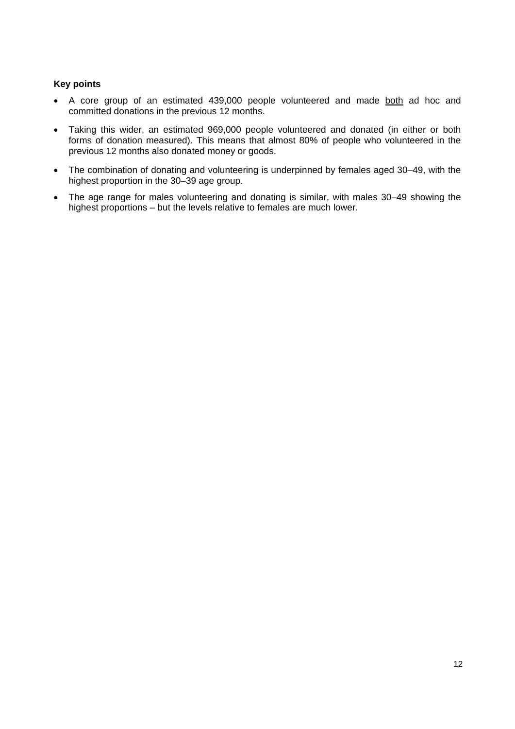**Key points**

- A core group of an estimated 439,000 people volunteered and made <u>both</u> ad hoc and committed donations in the previous 12 months.
- Taking this wider, an estimated 969,000 people volunteered and donated (in either or both forms of donation measured). This means that almost 80% of people who volunteered in the previous 12 months also donated money or goods.
- The combination of donating and volunteering is underpinned by females aged 30–49, with the highest proportion in the 30–39 age group.
- The age range for males volunteering and donating is similar, with males 30–49 showing the highest proportions – but the levels relative to females are much lower.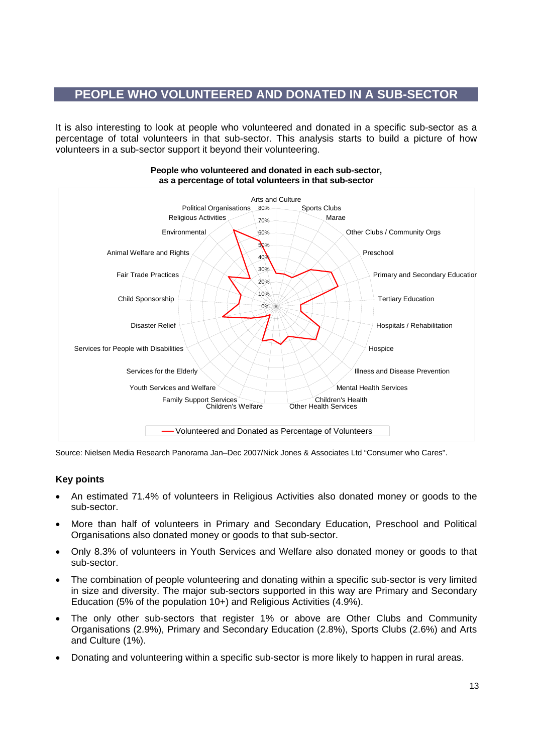# PEOPLE WHO VOLUNTEERED AND DONATED IN A SUB-SECTOR

It is also interesting to look at people who volunteered and donated in a specific sub-sector as a percentage of total volunteers in that sub-sector. This analysis starts to build a picture of how volunteers in a sub-sector support it beyond their volunteering.

**People who volunteered and donated in each sub-sector, as a percentage of total volunteers in that sub-sector**

Source: Nielsen Media Research Panorama Jan–Dec 2007/Nick Jones & Associates Ltd "Consumer who Cares".

### Key points

- An estimated 71.4% of volunteers in Religious Activities also donated money or goods to the sub-sector.
- More than half of volunteers in Primary and Secondary Education, Preschool and Political Organisations also donated money or goods to that sub-sector.
- Only 8.3% of volunteers in Youth Services and Welfare also donated money or goods to that sub-sector.
- The combination of people volunteering and donating within a specific sub-sector is very limited in size and diversity. The major sub-sectors supported in this way are Primary and Secondary Education (5% of the population 10+) and Religious Activities (4.9%).
- The only other sub-sectors that register 1% or above are Other Clubs and Community Organisations (2.9%), Primary and Secondary Education (2.8%), Sports Clubs (2.6%) and Arts and Culture (1%).
- Donating and volunteering within a specific sub-sector is more likely to happen in rural areas.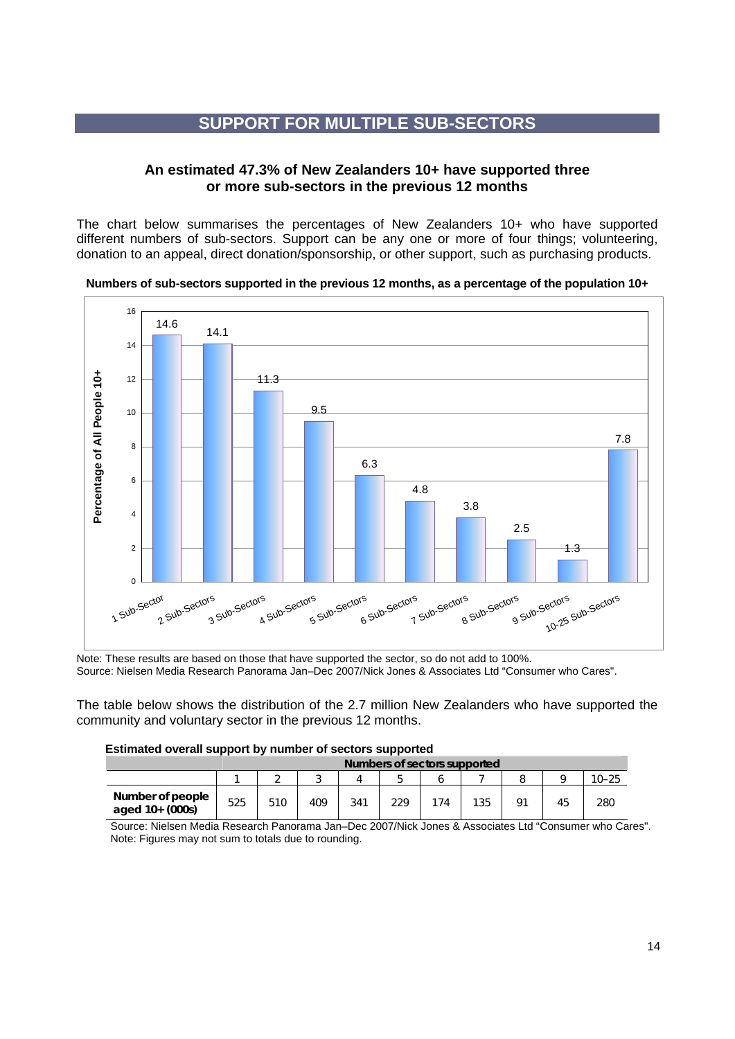## SUPPORT FOR MULTIPLE SUB-SECTORS

### An estimated 47.3% of New Zealanders 10+ have supported three or more sub-sectors in the previous 12 months

The chart below summarises the percentages of New Zealanders 10+ who have supported different numbers of sub-sectors. Support can be any one or more of four things; volunteering, donation to an appeal, direct donation/sponsorship, or other support, such as purchasing products.

**Numbers of sub-sectors supported in the previous 12 months, as a percentage of the population 10+**

| Sub-sectors supported | Percentage of All People 10+ |
|---|---|
| 1 Sub-Sector | 14.6 |
| 2 Sub-Sectors | 14.1 |
| 3 Sub-Sectors | 11.3 |
| 4 Sub-Sectors | 9.5 |
| 5 Sub-Sectors | 6.3 |
| 6 Sub-Sectors | 4.8 |
| 7 Sub-Sectors | 3.8 |
| 8 Sub-Sectors | 2.5 |
| 9 Sub-Sectors | 1.3 |
| 10-25 Sub-Sectors | 7.8 |

Note: These results are based on those that have supported the sector, so do not add to 100%.
Source: Nielsen Media Research Panorama Jan–Dec 2007/Nick Jones & Associates Ltd "Consumer who Cares".

The table below shows the distribution of the 2.7 million New Zealanders who have supported the community and voluntary sector in the previous 12 months.

**Estimated overall support by number of sectors supported**

| | Numbers of sectors supported | | | | | | | | | |
|---|---|---|---|---|---|---|---|---|---|---|
| | 1 | 2 | 3 | 4 | 5 | 6 | 7 | 8 | 9 | 10–25 |
| **Number of people aged 10+ (000s)** | 525 | 510 | 409 | 341 | 229 | 174 | 135 | 91 | 45 | 280 |

Source: Nielsen Media Research Panorama Jan–Dec 2007/Nick Jones & Associates Ltd "Consumer who Cares".
Note: Figures may not sum to totals due to rounding.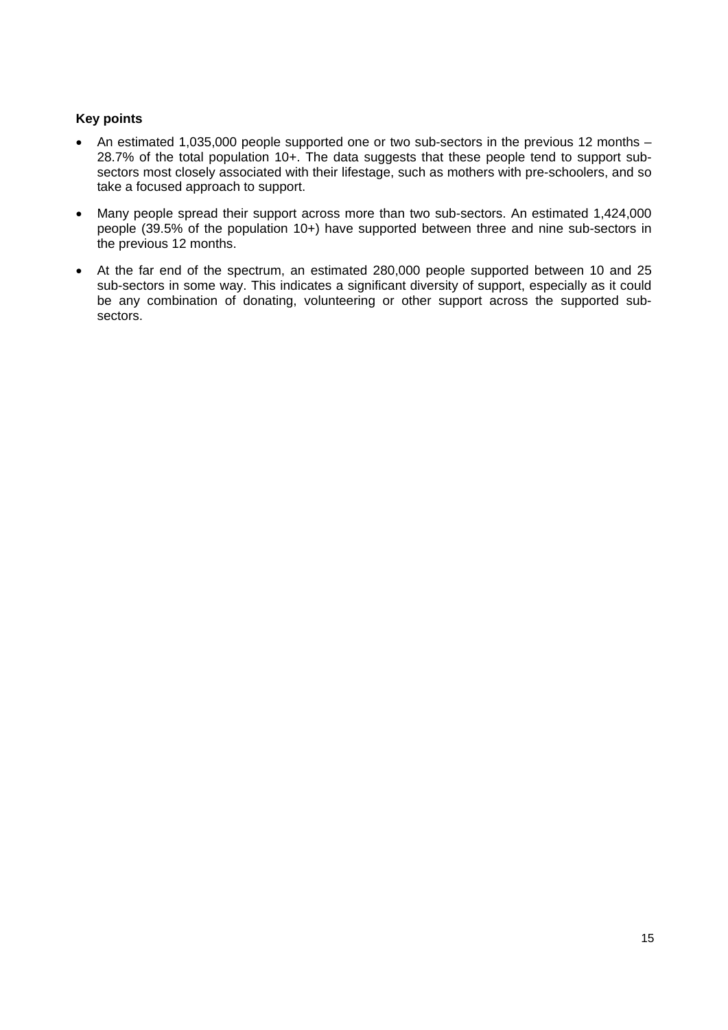**Key points**

- An estimated 1,035,000 people supported one or two sub-sectors in the previous 12 months – 28.7% of the total population 10+. The data suggests that these people tend to support sub-sectors most closely associated with their lifestage, such as mothers with pre-schoolers, and so take a focused approach to support.
- Many people spread their support across more than two sub-sectors. An estimated 1,424,000 people (39.5% of the population 10+) have supported between three and nine sub-sectors in the previous 12 months.
- At the far end of the spectrum, an estimated 280,000 people supported between 10 and 25 sub-sectors in some way. This indicates a significant diversity of support, especially as it could be any combination of donating, volunteering or other support across the supported sub-sectors.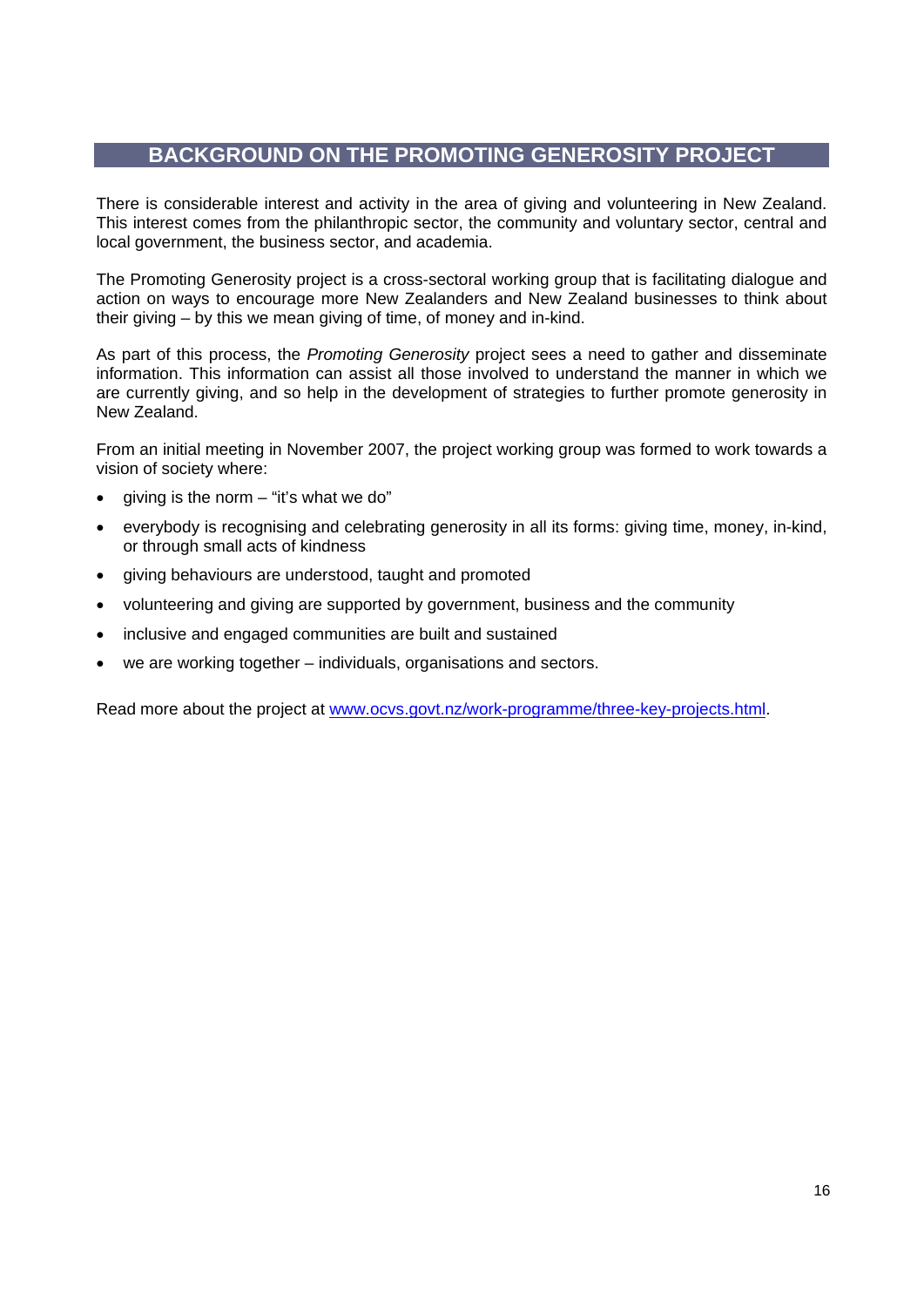## BACKGROUND ON THE PROMOTING GENEROSITY PROJECT

There is considerable interest and activity in the area of giving and volunteering in New Zealand. This interest comes from the philanthropic sector, the community and voluntary sector, central and local government, the business sector, and academia.

The Promoting Generosity project is a cross-sectoral working group that is facilitating dialogue and action on ways to encourage more New Zealanders and New Zealand businesses to think about their giving – by this we mean giving of time, of money and in-kind.

As part of this process, the *Promoting Generosity* project sees a need to gather and disseminate information. This information can assist all those involved to understand the manner in which we are currently giving, and so help in the development of strategies to further promote generosity in New Zealand.

From an initial meeting in November 2007, the project working group was formed to work towards a vision of society where:

- giving is the norm – "it's what we do"
- everybody is recognising and celebrating generosity in all its forms: giving time, money, in-kind, or through small acts of kindness
- giving behaviours are understood, taught and promoted
- volunteering and giving are supported by government, business and the community
- inclusive and engaged communities are built and sustained
- we are working together – individuals, organisations and sectors.

Read more about the project at [www.ocvs.govt.nz/work-programme/three-key-projects.html](http://www.ocvs.govt.nz/work-programme/three-key-projects.html).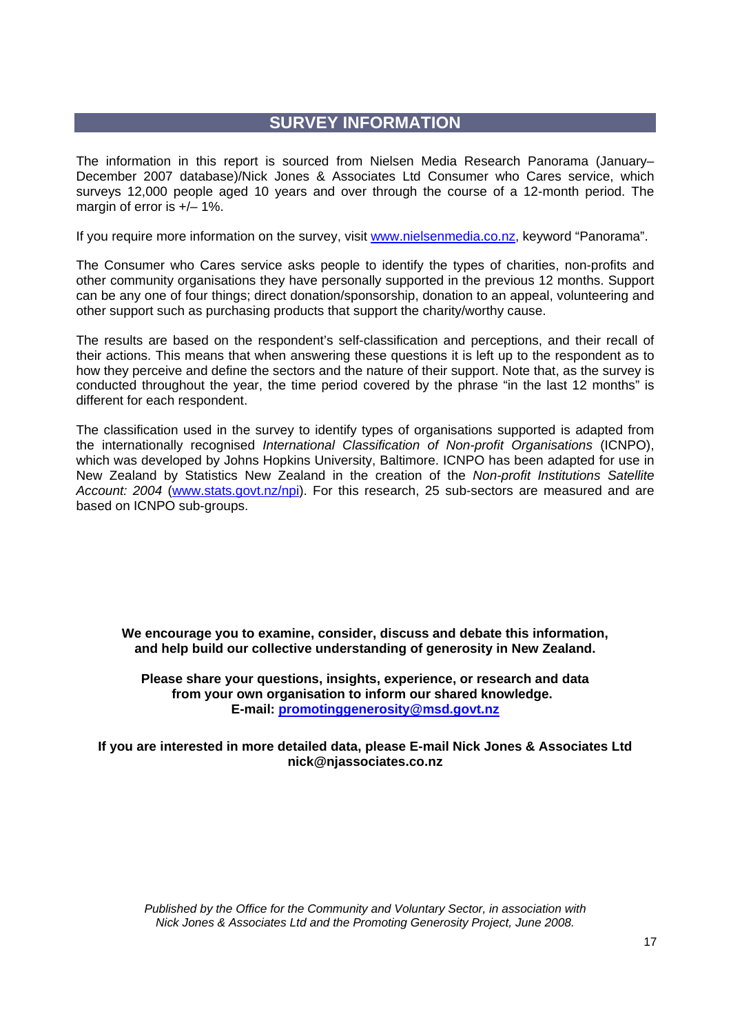## SURVEY INFORMATION

The information in this report is sourced from Nielsen Media Research Panorama (January–December 2007 database)/Nick Jones & Associates Ltd Consumer who Cares service, which surveys 12,000 people aged 10 years and over through the course of a 12-month period. The margin of error is +/– 1%.

If you require more information on the survey, visit www.nielsenmedia.co.nz, keyword "Panorama".

The Consumer who Cares service asks people to identify the types of charities, non-profits and other community organisations they have personally supported in the previous 12 months. Support can be any one of four things; direct donation/sponsorship, donation to an appeal, volunteering and other support such as purchasing products that support the charity/worthy cause.

The results are based on the respondent's self-classification and perceptions, and their recall of their actions. This means that when answering these questions it is left up to the respondent as to how they perceive and define the sectors and the nature of their support. Note that, as the survey is conducted throughout the year, the time period covered by the phrase "in the last 12 months" is different for each respondent.

The classification used in the survey to identify types of organisations supported is adapted from the internationally recognised *International Classification of Non-profit Organisations* (ICNPO), which was developed by Johns Hopkins University, Baltimore. ICNPO has been adapted for use in New Zealand by Statistics New Zealand in the creation of the *Non-profit Institutions Satellite Account: 2004* (www.stats.govt.nz/npi). For this research, 25 sub-sectors are measured and are based on ICNPO sub-groups.

**We encourage you to examine, consider, discuss and debate this information, and help build our collective understanding of generosity in New Zealand.**

**Please share your questions, insights, experience, or research and data from your own organisation to inform our shared knowledge.**
**E-mail: promotinggenerosity@msd.govt.nz**

**If you are interested in more detailed data, please E-mail Nick Jones & Associates Ltd nick@njassociates.co.nz**

*Published by the Office for the Community and Voluntary Sector, in association with Nick Jones & Associates Ltd and the Promoting Generosity Project, June 2008.*